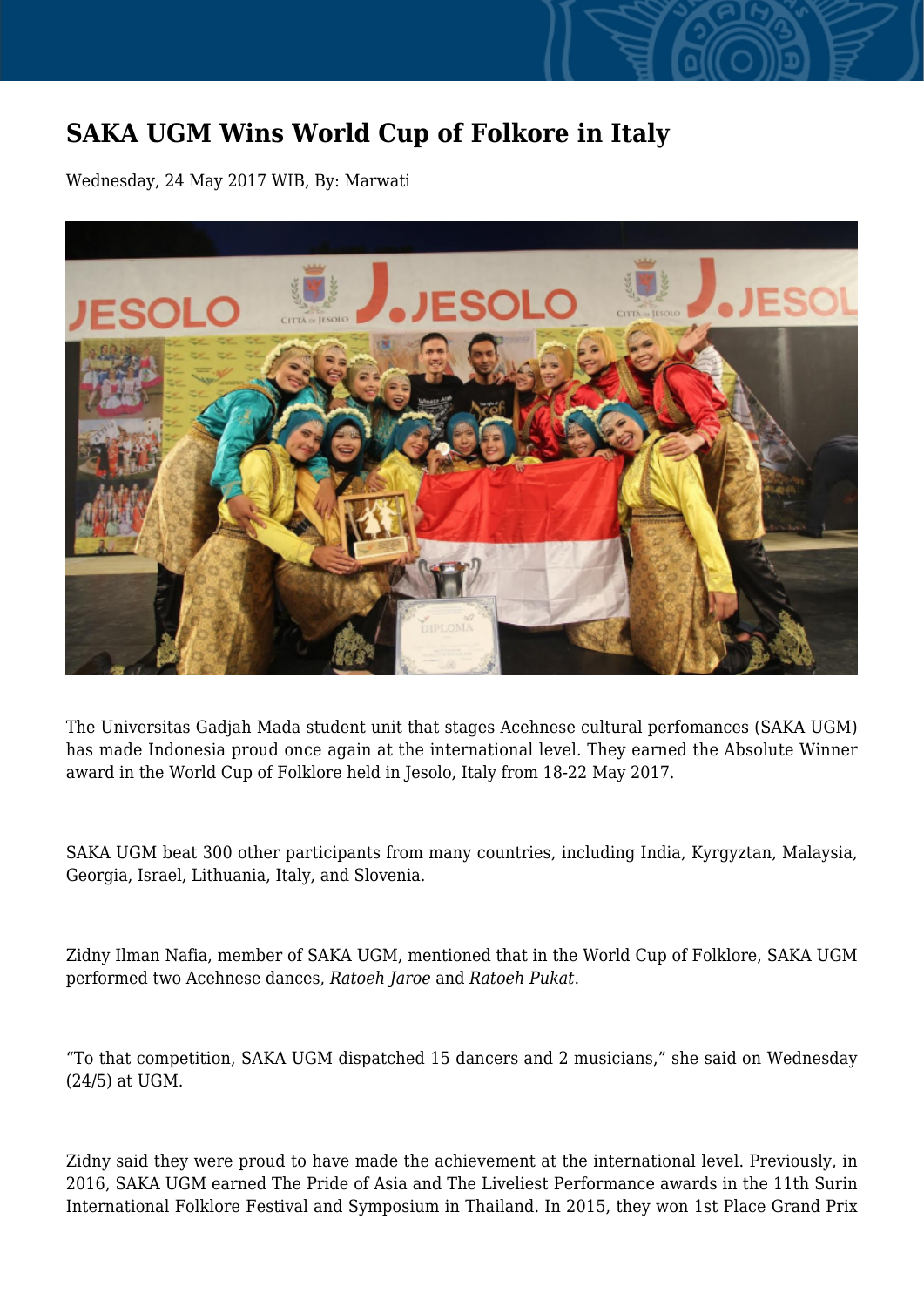# SAKA UGM Wins World Cup of Folkore in Italy

Wednesday, 24 May 2017 WIB, By: Marwati

The Universitas Gadjah Mada student unit that stages Acehnese cultural perfomances (SAKA UGM) has made Indonesia proud once again at the international level. They earned the Absolute Winner award in the World Cup of Folklore held in Jesolo, Italy from 18-22 May 2017.

SAKA UGM beat 300 other participants from many countries, including India, Kyrgyztan, Malaysia, Georgia, Israel, Lithuania, Italy, and Slovenia.

Zidny Ilman Nafia, member of SAKA UGM, mentioned that in the World Cup of Folklore, SAKA UGM performed two Acehnese dances, *Ratoeh Jaroe* and *Ratoeh Pukat*.

“To that competition, SAKA UGM dispatched 15 dancers and 2 musicians,” she said on Wednesday (24/5) at UGM.

Zidny said they were proud to have made the achievement at the international level. Previously, in 2016, SAKA UGM earned The Pride of Asia and The Liveliest Performance awards in the 11th Surin International Folklore Festival and Symposium in Thailand. In 2015, they won 1st Place Grand Prix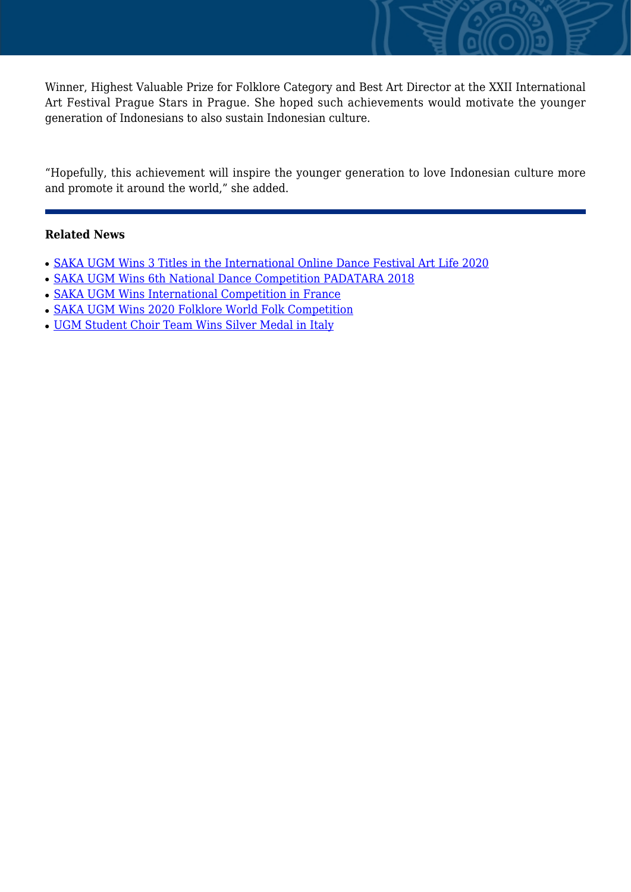Winner, Highest Valuable Prize for Folklore Category and Best Art Director at the XXII International Art Festival Prague Stars in Prague. She hoped such achievements would motivate the younger generation of Indonesians to also sustain Indonesian culture.

"Hopefully, this achievement will inspire the younger generation to love Indonesian culture more and promote it around the world," she added.

---

**Related News**

- SAKA UGM Wins 3 Titles in the International Online Dance Festival Art Life 2020
- SAKA UGM Wins 6th National Dance Competition PADATARA 2018
- SAKA UGM Wins International Competition in France
- SAKA UGM Wins 2020 Folklore World Folk Competition
- UGM Student Choir Team Wins Silver Medal in Italy